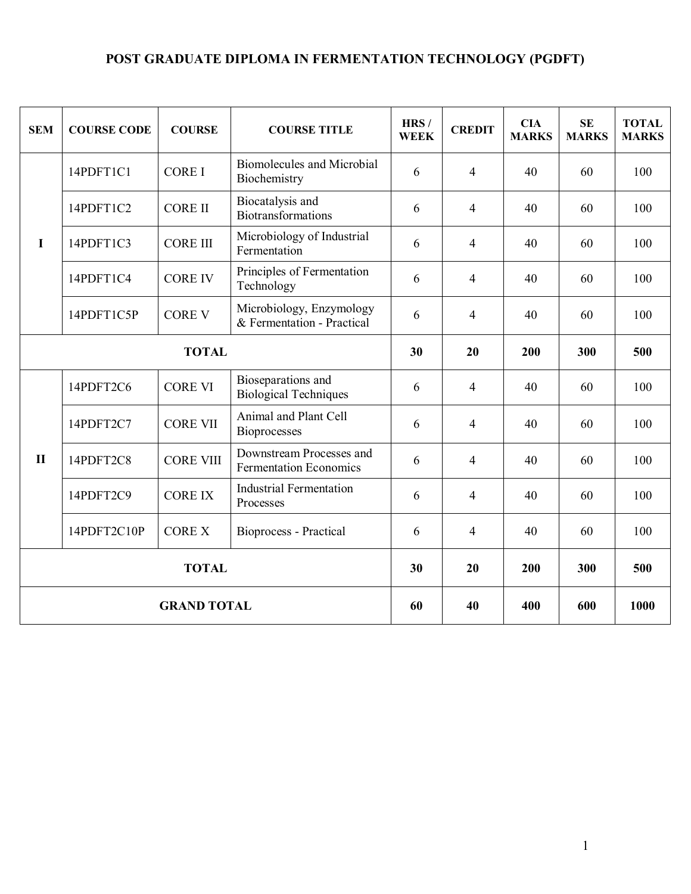# POST GRADUATE DIPLOMA IN FERMENTATION TECHNOLOGY (PGDFT)

| SEM | COURSE CODE | COURSE | COURSE TITLE | HRS / WEEK | CREDIT | CIA MARKS | SE MARKS | TOTAL MARKS |
|---|---|---|---|---|---|---|---|---|
| I | 14PDFT1C1 | CORE I | Biomolecules and Microbial Biochemistry | 6 | 4 | 40 | 60 | 100 |
| | 14PDFT1C2 | CORE II | Biocatalysis and Biotransformations | 6 | 4 | 40 | 60 | 100 |
| | 14PDFT1C3 | CORE III | Microbiology of Industrial Fermentation | 6 | 4 | 40 | 60 | 100 |
| | 14PDFT1C4 | CORE IV | Principles of Fermentation Technology | 6 | 4 | 40 | 60 | 100 |
| | 14PDFT1C5P | CORE V | Microbiology, Enzymology & Fermentation - Practical | 6 | 4 | 40 | 60 | 100 |
| **TOTAL** | | | | **30** | **20** | **200** | **300** | **500** |
| II | 14PDFT2C6 | CORE VI | Bioseparations and Biological Techniques | 6 | 4 | 40 | 60 | 100 |
| | 14PDFT2C7 | CORE VII | Animal and Plant Cell Bioprocesses | 6 | 4 | 40 | 60 | 100 |
| | 14PDFT2C8 | CORE VIII | Downstream Processes and Fermentation Economics | 6 | 4 | 40 | 60 | 100 |
| | 14PDFT2C9 | CORE IX | Industrial Fermentation Processes | 6 | 4 | 40 | 60 | 100 |
| | 14PDFT2C10P | CORE X | Bioprocess - Practical | 6 | 4 | 40 | 60 | 100 |
| **TOTAL** | | | | **30** | **20** | **200** | **300** | **500** |
| **GRAND TOTAL** | | | | **60** | **40** | **400** | **600** | **1000** |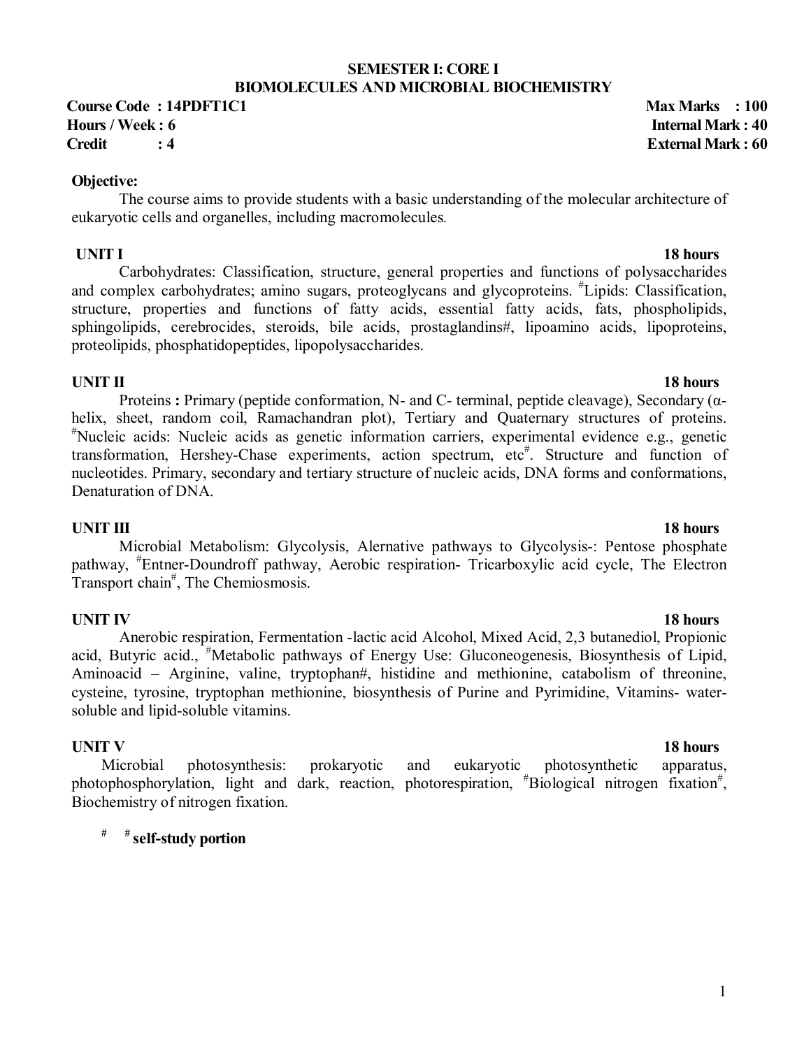# SEMESTER I: CORE I
## BIOMOLECULES AND MICROBIAL BIOCHEMISTRY

**Course Code : 14PDFT1C1** **Max Marks : 100**
**Hours / Week : 6** **Internal Mark : 40**
**Credit : 4** **External Mark : 60**

**Objective:**

The course aims to provide students with a basic understanding of the molecular architecture of eukaryotic cells and organelles, including macromolecules.

**UNIT I** **18 hours**

Carbohydrates: Classification, structure, general properties and functions of polysaccharides and complex carbohydrates; amino sugars, proteoglycans and glycoproteins. #Lipids: Classification, structure, properties and functions of fatty acids, essential fatty acids, fats, phospholipids, sphingolipids, cerebrocides, steroids, bile acids, prostaglandins#, lipoamino acids, lipoproteins, proteolipids, phosphatidopeptides, lipopolysaccharides.

**UNIT II** **18 hours**

Proteins **:** Primary (peptide conformation, N- and C- terminal, peptide cleavage), Secondary (α-helix, sheet, random coil, Ramachandran plot), Tertiary and Quaternary structures of proteins. #Nucleic acids: Nucleic acids as genetic information carriers, experimental evidence e.g., genetic transformation, Hershey-Chase experiments, action spectrum, etc#. Structure and function of nucleotides. Primary, secondary and tertiary structure of nucleic acids, DNA forms and conformations, Denaturation of DNA.

**UNIT III** **18 hours**

Microbial Metabolism: Glycolysis, Alernative pathways to Glycolysis-: Pentose phosphate pathway, #Entner-Doundroff pathway, Aerobic respiration- Tricarboxylic acid cycle, The Electron Transport chain#, The Chemiosmosis.

**UNIT IV** **18 hours**

Anerobic respiration, Fermentation -lactic acid Alcohol, Mixed Acid, 2,3 butanediol, Propionic acid, Butyric acid., #Metabolic pathways of Energy Use: Gluconeogenesis, Biosynthesis of Lipid, Aminoacid – Arginine, valine, tryptophan#, histidine and methionine, catabolism of threonine, cysteine, tyrosine, tryptophan methionine, biosynthesis of Purine and Pyrimidine, Vitamins- water-soluble and lipid-soluble vitamins.

**UNIT V** **18 hours**

Microbial photosynthesis: prokaryotic and eukaryotic photosynthetic apparatus, photophosphorylation, light and dark, reaction, photorespiration, #Biological nitrogen fixation#, Biochemistry of nitrogen fixation.

**# # self-study portion**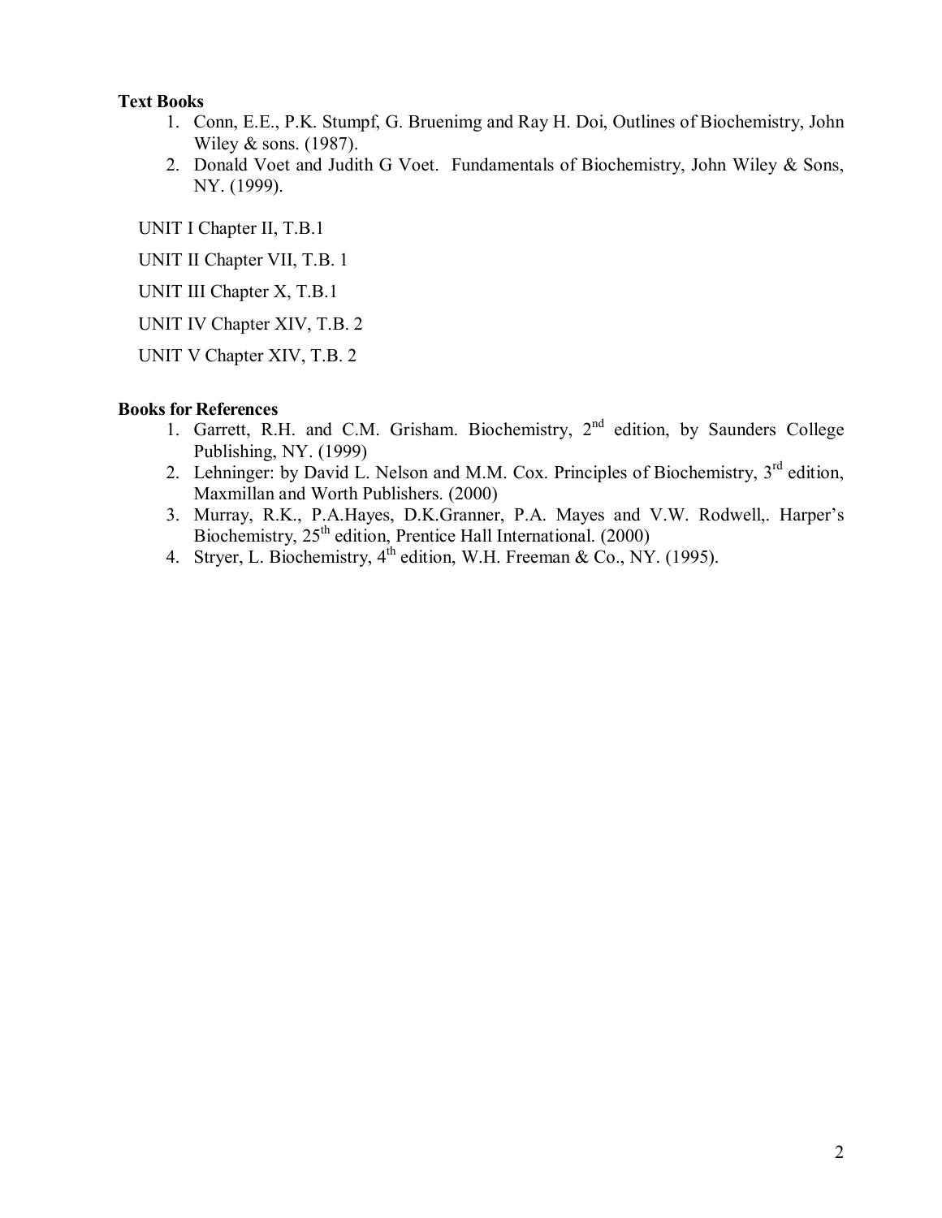**Text Books**

1. Conn, E.E., P.K. Stumpf, G. Bruenimg and Ray H. Doi, Outlines of Biochemistry, John Wiley & sons. (1987).
2. Donald Voet and Judith G Voet. Fundamentals of Biochemistry, John Wiley & Sons, NY. (1999).

UNIT I Chapter II, T.B.1

UNIT II Chapter VII, T.B. 1

UNIT III Chapter X, T.B.1

UNIT IV Chapter XIV, T.B. 2

UNIT V Chapter XIV, T.B. 2

**Books for References**

1. Garrett, R.H. and C.M. Grisham. Biochemistry, 2nd edition, by Saunders College Publishing, NY. (1999)
2. Lehninger: by David L. Nelson and M.M. Cox. Principles of Biochemistry, 3rd edition, Maxmillan and Worth Publishers. (2000)
3. Murray, R.K., P.A.Hayes, D.K.Granner, P.A. Mayes and V.W. Rodwell,. Harper's Biochemistry, 25th edition, Prentice Hall International. (2000)
4. Stryer, L. Biochemistry, 4th edition, W.H. Freeman & Co., NY. (1995).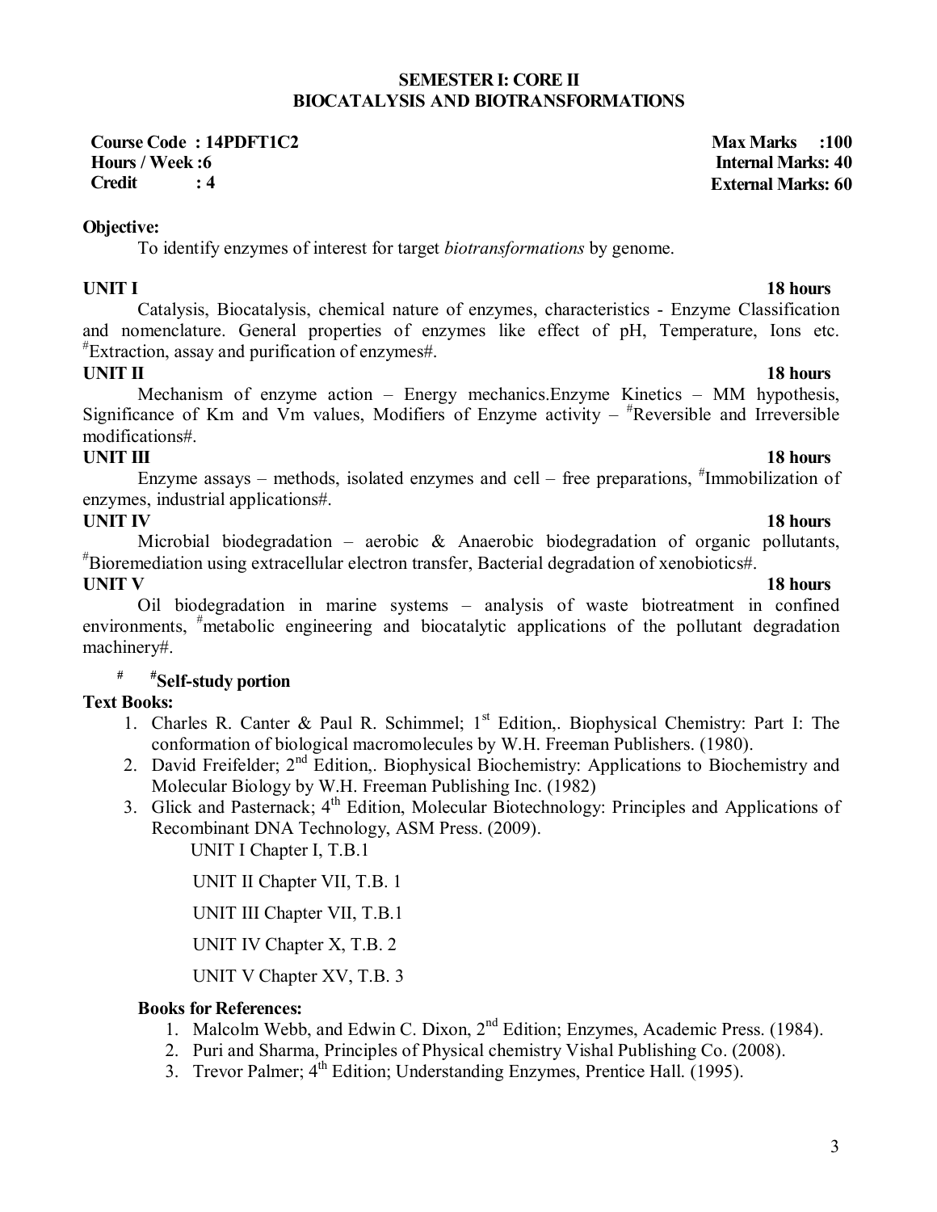## SEMESTER I: CORE II
## BIOCATALYSIS AND BIOTRANSFORMATIONS

**Course Code : 14PDFT1C2** | **Max Marks :100**
**Hours / Week :6** | **Internal Marks: 40**
**Credit : 4** | **External Marks: 60**

**Objective:**

To identify enzymes of interest for target *biotransformations* by genome.

**UNIT I** **18 hours**

Catalysis, Biocatalysis, chemical nature of enzymes, characteristics - Enzyme Classification and nomenclature. General properties of enzymes like effect of pH, Temperature, Ions etc. #Extraction, assay and purification of enzymes#.

**UNIT II** **18 hours**

Mechanism of enzyme action – Energy mechanics.Enzyme Kinetics – MM hypothesis, Significance of Km and Vm values, Modifiers of Enzyme activity – #Reversible and Irreversible modifications#.

**UNIT III** **18 hours**

Enzyme assays – methods, isolated enzymes and cell – free preparations, #Immobilization of enzymes, industrial applications#.

**UNIT IV** **18 hours**

Microbial biodegradation – aerobic & Anaerobic biodegradation of organic pollutants, #Bioremediation using extracellular electron transfer, Bacterial degradation of xenobiotics#.

**UNIT V** **18 hours**

Oil biodegradation in marine systems – analysis of waste biotreatment in confined environments, #metabolic engineering and biocatalytic applications of the pollutant degradation machinery#.

# **#Self-study portion**

**Text Books:**

1. Charles R. Canter & Paul R. Schimmel; 1st Edition,. Biophysical Chemistry: Part I: The conformation of biological macromolecules by W.H. Freeman Publishers. (1980).
2. David Freifelder; 2nd Edition,. Biophysical Biochemistry: Applications to Biochemistry and Molecular Biology by W.H. Freeman Publishing Inc. (1982)
3. Glick and Pasternack; 4th Edition, Molecular Biotechnology: Principles and Applications of Recombinant DNA Technology, ASM Press. (2009).

UNIT I Chapter I, T.B.1

UNIT II Chapter VII, T.B. 1

UNIT III Chapter VII, T.B.1

UNIT IV Chapter X, T.B. 2

UNIT V Chapter XV, T.B. 3

**Books for References:**

1. Malcolm Webb, and Edwin C. Dixon, 2nd Edition; Enzymes, Academic Press. (1984).
2. Puri and Sharma, Principles of Physical chemistry Vishal Publishing Co. (2008).
3. Trevor Palmer; 4th Edition; Understanding Enzymes, Prentice Hall. (1995).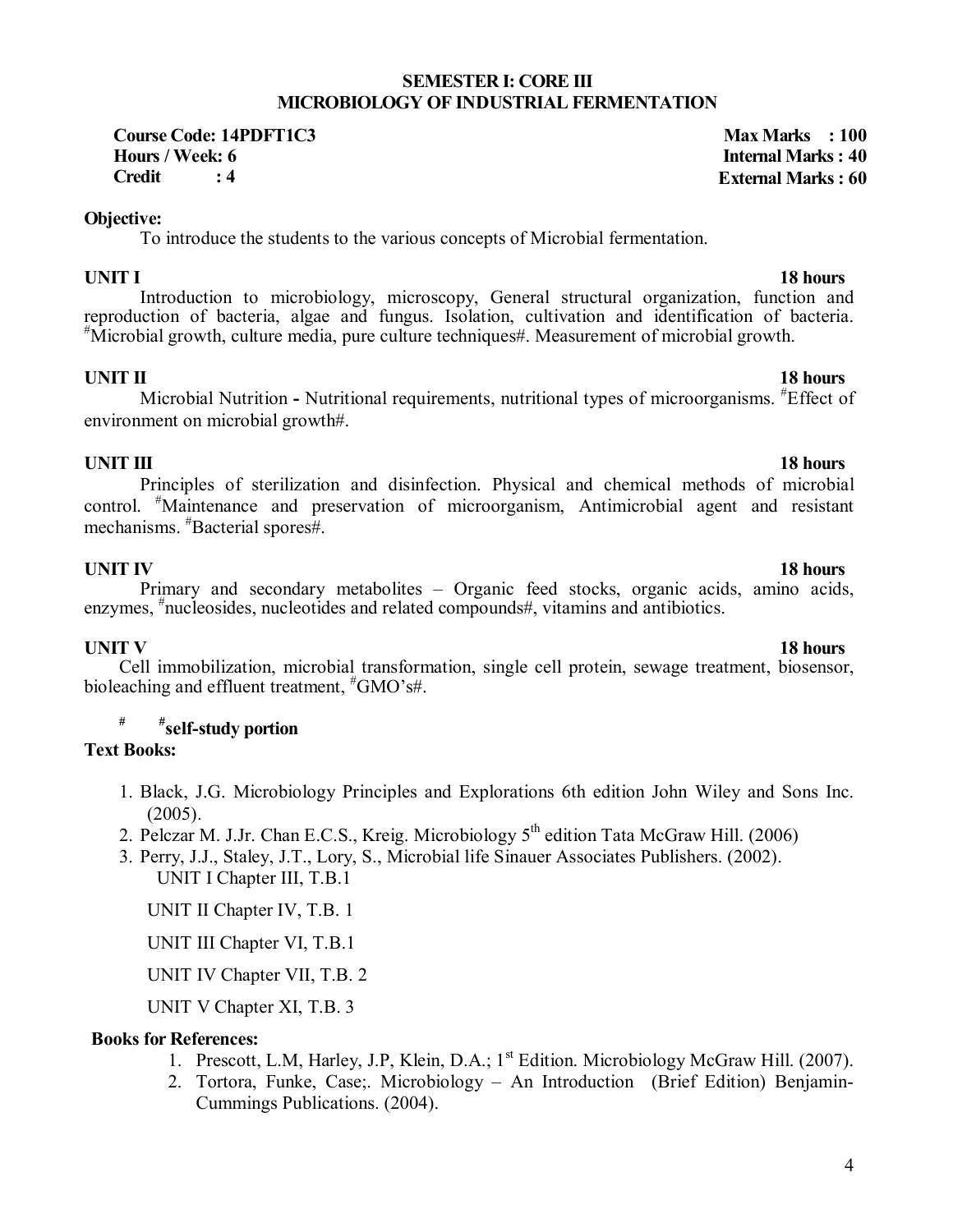## SEMESTER I: CORE III
## MICROBIOLOGY OF INDUSTRIAL FERMENTATION

**Course Code: 14PDFT1C3** **Max Marks : 100**
**Hours / Week: 6** **Internal Marks : 40**
**Credit : 4** **External Marks : 60**

**Objective:**

To introduce the students to the various concepts of Microbial fermentation.

**UNIT I** **18 hours**

Introduction to microbiology, microscopy, General structural organization, function and reproduction of bacteria, algae and fungus. Isolation, cultivation and identification of bacteria. #Microbial growth, culture media, pure culture techniques#. Measurement of microbial growth.

**UNIT II** **18 hours**

Microbial Nutrition **-** Nutritional requirements, nutritional types of microorganisms. #Effect of environment on microbial growth#.

**UNIT III** **18 hours**

Principles of sterilization and disinfection. Physical and chemical methods of microbial control. #Maintenance and preservation of microorganism, Antimicrobial agent and resistant mechanisms. #Bacterial spores#.

**UNIT IV** **18 hours**

Primary and secondary metabolites – Organic feed stocks, organic acids, amino acids, enzymes, #nucleosides, nucleotides and related compounds#, vitamins and antibiotics.

**UNIT V** **18 hours**

Cell immobilization, microbial transformation, single cell protein, sewage treatment, biosensor, bioleaching and effluent treatment, #GMO's#.

**# #self-study portion**

**Text Books:**

1. Black, J.G. Microbiology Principles and Explorations 6th edition John Wiley and Sons Inc. (2005).
2. Pelczar M. J.Jr. Chan E.C.S., Kreig. Microbiology 5th edition Tata McGraw Hill. (2006)
3. Perry, J.J., Staley, J.T., Lory, S., Microbial life Sinauer Associates Publishers. (2002).

UNIT I Chapter III, T.B.1

UNIT II Chapter IV, T.B. 1

UNIT III Chapter VI, T.B.1

UNIT IV Chapter VII, T.B. 2

UNIT V Chapter XI, T.B. 3

**Books for References:**

1. Prescott, L.M, Harley, J.P, Klein, D.A.; 1st Edition. Microbiology McGraw Hill. (2007).
2. Tortora, Funke, Case;. Microbiology – An Introduction (Brief Edition) Benjamin-Cummings Publications. (2004).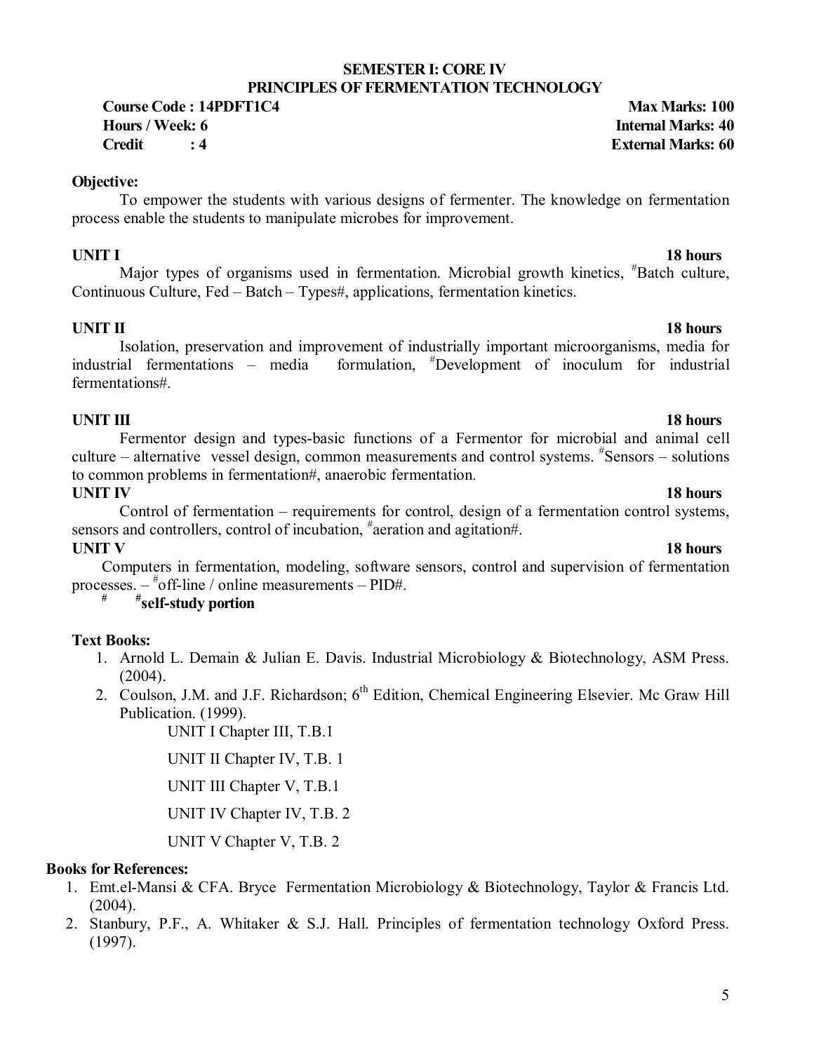## SEMESTER I: CORE IV
## PRINCIPLES OF FERMENTATION TECHNOLOGY

**Course Code : 14PDFT1C4** **Max Marks: 100**
**Hours / Week: 6** **Internal Marks: 40**
**Credit : 4** **External Marks: 60**

**Objective:**

To empower the students with various designs of fermenter. The knowledge on fermentation process enable the students to manipulate microbes for improvement.

**UNIT I** **18 hours**

Major types of organisms used in fermentation. Microbial growth kinetics, #Batch culture, Continuous Culture, Fed – Batch – Types#, applications, fermentation kinetics.

**UNIT II** **18 hours**

Isolation, preservation and improvement of industrially important microorganisms, media for industrial fermentations – media formulation, #Development of inoculum for industrial fermentations#.

**UNIT III** **18 hours**

Fermentor design and types-basic functions of a Fermentor for microbial and animal cell culture – alternative vessel design, common measurements and control systems. #Sensors – solutions to common problems in fermentation#, anaerobic fermentation.

**UNIT IV** **18 hours**

Control of fermentation – requirements for control, design of a fermentation control systems, sensors and controllers, control of incubation, #aeration and agitation#.

**UNIT V** **18 hours**

Computers in fermentation, modeling, software sensors, control and supervision of fermentation processes. – #off-line / online measurements – PID#.

\# **#self-study portion**

**Text Books:**

1. Arnold L. Demain & Julian E. Davis. Industrial Microbiology & Biotechnology, ASM Press. (2004).
2. Coulson, J.M. and J.F. Richardson; 6th Edition, Chemical Engineering Elsevier. Mc Graw Hill Publication. (1999).

   UNIT I Chapter III, T.B.1

   UNIT II Chapter IV, T.B. 1

   UNIT III Chapter V, T.B.1

   UNIT IV Chapter IV, T.B. 2

   UNIT V Chapter V, T.B. 2

**Books for References:**

1. Emt.el-Mansi & CFA. Bryce Fermentation Microbiology & Biotechnology, Taylor & Francis Ltd. (2004).
2. Stanbury, P.F., A. Whitaker & S.J. Hall. Principles of fermentation technology Oxford Press. (1997).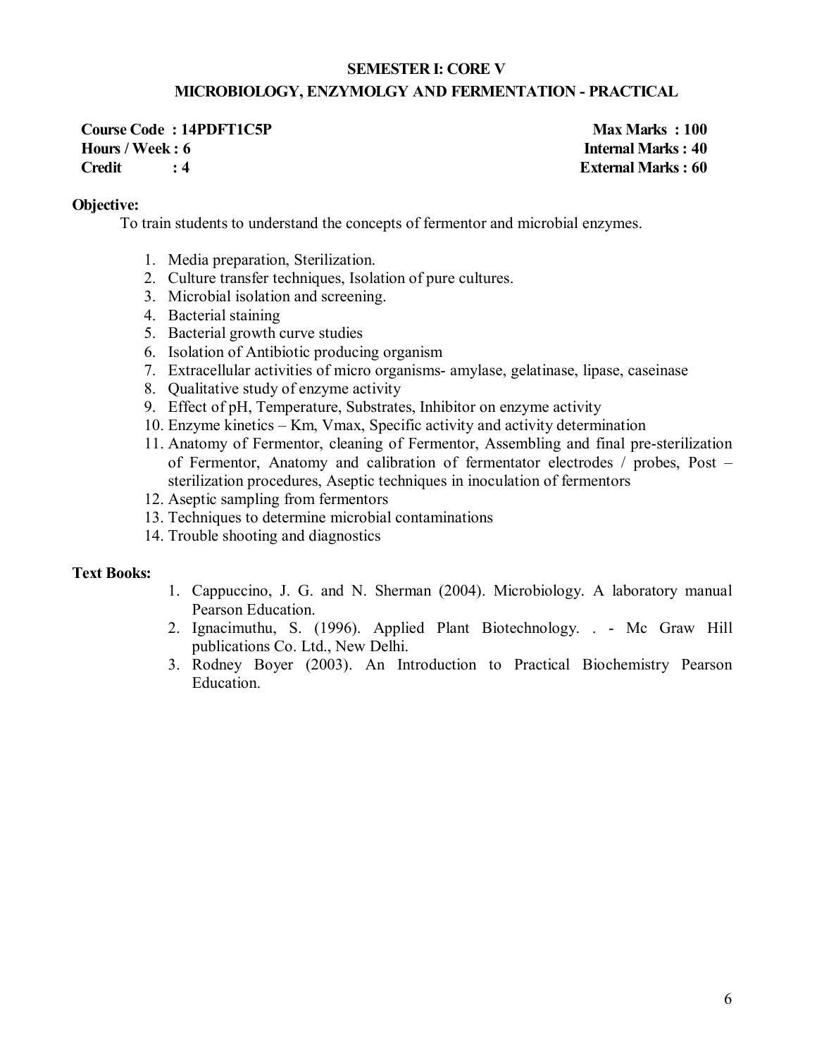## SEMESTER I: CORE V

## MICROBIOLOGY, ENZYMOLGY AND FERMENTATION - PRACTICAL

| | |
|---|---|
| **Course Code : 14PDFT1C5P** | **Max Marks : 100** |
| **Hours / Week : 6** | **Internal Marks : 40** |
| **Credit : 4** | **External Marks : 60** |

**Objective:**

To train students to understand the concepts of fermentor and microbial enzymes.

1. Media preparation, Sterilization.
2. Culture transfer techniques, Isolation of pure cultures.
3. Microbial isolation and screening.
4. Bacterial staining
5. Bacterial growth curve studies
6. Isolation of Antibiotic producing organism
7. Extracellular activities of micro organisms- amylase, gelatinase, lipase, caseinase
8. Qualitative study of enzyme activity
9. Effect of pH, Temperature, Substrates, Inhibitor on enzyme activity
10. Enzyme kinetics – Km, Vmax, Specific activity and activity determination
11. Anatomy of Fermentor, cleaning of Fermentor, Assembling and final pre-sterilization of Fermentor, Anatomy and calibration of fermentator electrodes / probes, Post – sterilization procedures, Aseptic techniques in inoculation of fermentors
12. Aseptic sampling from fermentors
13. Techniques to determine microbial contaminations
14. Trouble shooting and diagnostics

**Text Books:**

1. Cappuccino, J. G. and N. Sherman (2004). Microbiology. A laboratory manual Pearson Education.
2. Ignacimuthu, S. (1996). Applied Plant Biotechnology. . - Mc Graw Hill publications Co. Ltd., New Delhi.
3. Rodney Boyer (2003). An Introduction to Practical Biochemistry Pearson Education.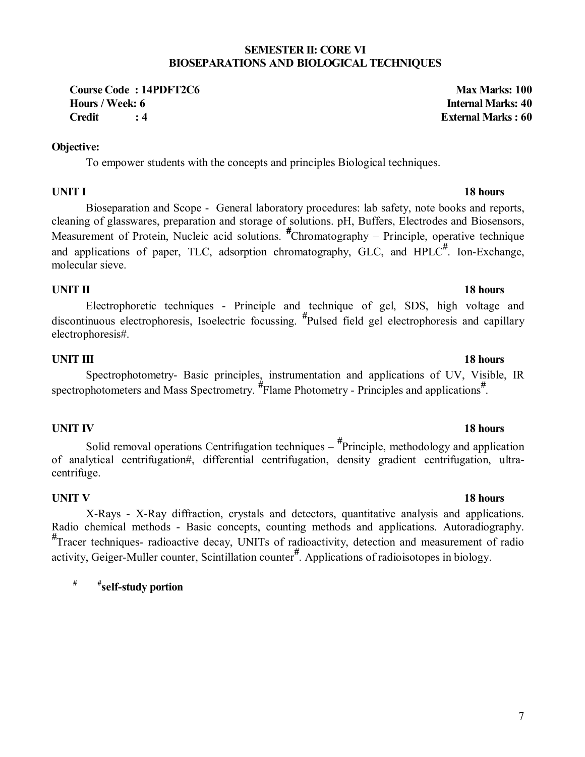## SEMESTER II: CORE VI
## BIOSEPARATIONS AND BIOLOGICAL TECHNIQUES

**Course Code : 14PDFT2C6** **Max Marks: 100**
**Hours / Week: 6** **Internal Marks: 40**
**Credit : 4** **External Marks : 60**

**Objective:**

To empower students with the concepts and principles Biological techniques.

**UNIT I** **18 hours**

Bioseparation and Scope - General laboratory procedures: lab safety, note books and reports, cleaning of glasswares, preparation and storage of solutions. pH, Buffers, Electrodes and Biosensors, Measurement of Protein, Nucleic acid solutions. #Chromatography – Principle, operative technique and applications of paper, TLC, adsorption chromatography, GLC, and HPLC#. Ion-Exchange, molecular sieve.

**UNIT II** **18 hours**

Electrophoretic techniques - Principle and technique of gel, SDS, high voltage and discontinuous electrophoresis, Isoelectric focussing. #Pulsed field gel electrophoresis and capillary electrophoresis#.

**UNIT III** **18 hours**

Spectrophotometry- Basic principles, instrumentation and applications of UV, Visible, IR spectrophotometers and Mass Spectrometry. #Flame Photometry - Principles and applications#.

**UNIT IV** **18 hours**

Solid removal operations Centrifugation techniques – #Principle, methodology and application of analytical centrifugation#, differential centrifugation, density gradient centrifugation, ultra-centrifuge.

**UNIT V** **18 hours**

X-Rays - X-Ray diffraction, crystals and detectors, quantitative analysis and applications. Radio chemical methods - Basic concepts, counting methods and applications. Autoradiography. #Tracer techniques- radioactive decay, UNITs of radioactivity, detection and measurement of radio activity, Geiger-Muller counter, Scintillation counter#. Applications of radioisotopes in biology.

# #**self-study portion**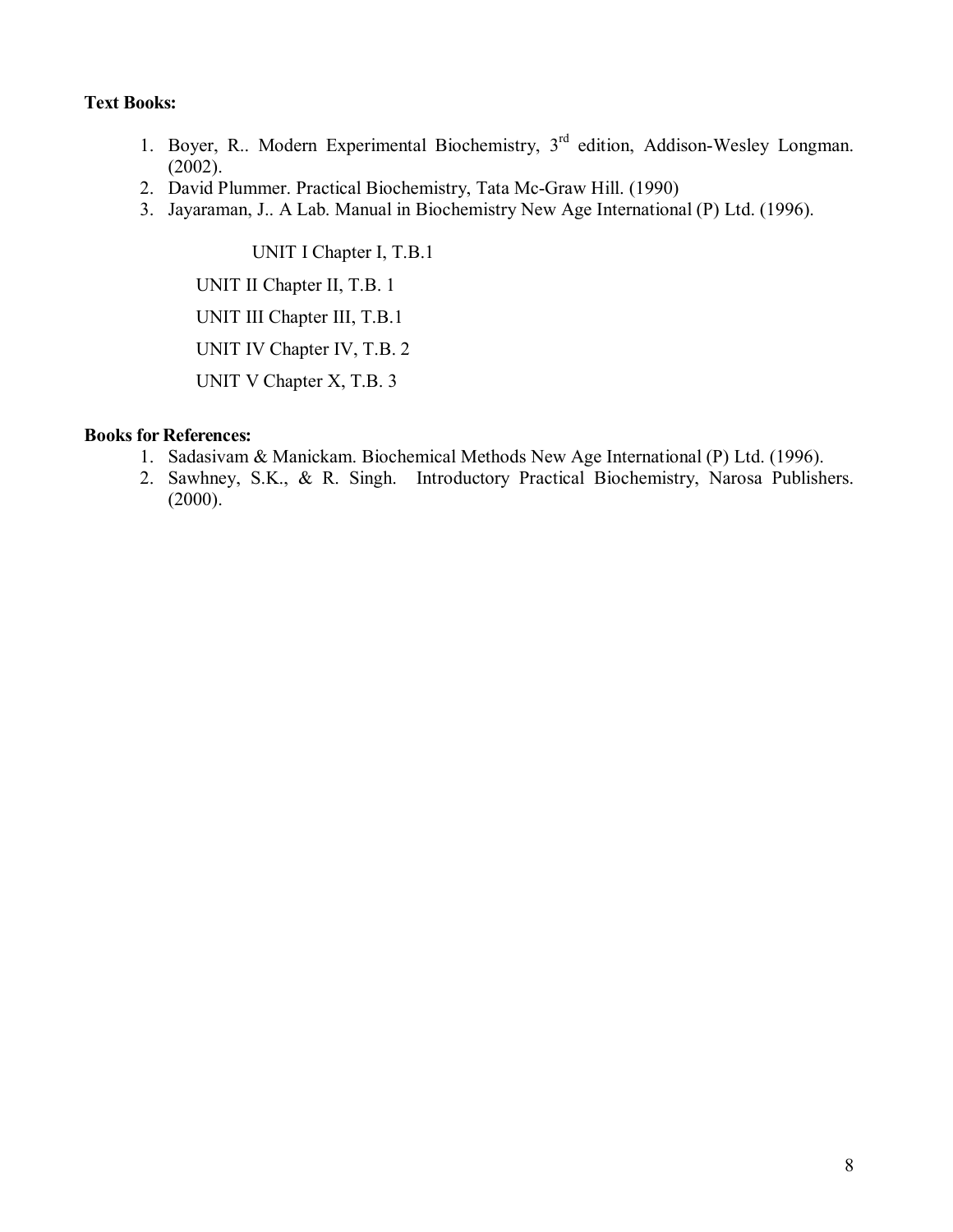**Text Books:**

1. Boyer, R.. Modern Experimental Biochemistry, 3rd edition, Addison-Wesley Longman. (2002).
2. David Plummer. Practical Biochemistry, Tata Mc-Graw Hill. (1990)
3. Jayaraman, J.. A Lab. Manual in Biochemistry New Age International (P) Ltd. (1996).

UNIT I Chapter I, T.B.1

UNIT II Chapter II, T.B. 1

UNIT III Chapter III, T.B.1

UNIT IV Chapter IV, T.B. 2

UNIT V Chapter X, T.B. 3

**Books for References:**

1. Sadasivam & Manickam. Biochemical Methods New Age International (P) Ltd. (1996).
2. Sawhney, S.K., & R. Singh. Introductory Practical Biochemistry, Narosa Publishers. (2000).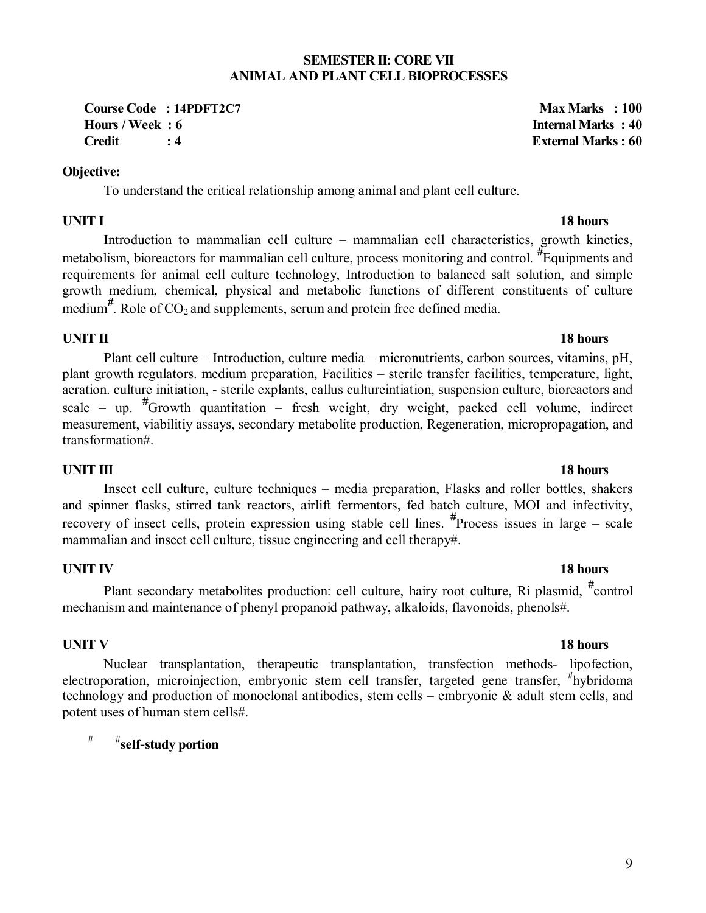## SEMESTER II: CORE VII
## ANIMAL AND PLANT CELL BIOPROCESSES

| | |
|---|---|
| **Course Code : 14PDFT2C7** | **Max Marks : 100** |
| **Hours / Week : 6** | **Internal Marks : 40** |
| **Credit : 4** | **External Marks : 60** |

**Objective:**

To understand the critical relationship among animal and plant cell culture.

**UNIT I** **18 hours**

Introduction to mammalian cell culture – mammalian cell characteristics, growth kinetics, metabolism, bioreactors for mammalian cell culture, process monitoring and control. #Equipments and requirements for animal cell culture technology, Introduction to balanced salt solution, and simple growth medium, chemical, physical and metabolic functions of different constituents of culture medium#. Role of $CO_2$ and supplements, serum and protein free defined media.

**UNIT II** **18 hours**

Plant cell culture – Introduction, culture media – micronutrients, carbon sources, vitamins, pH, plant growth regulators. medium preparation, Facilities – sterile transfer facilities, temperature, light, aeration. culture initiation, - sterile explants, callus cultureintiation, suspension culture, bioreactors and scale – up. #Growth quantitation – fresh weight, dry weight, packed cell volume, indirect measurement, viabilitiy assays, secondary metabolite production, Regeneration, micropropagation, and transformation#.

**UNIT III** **18 hours**

Insect cell culture, culture techniques – media preparation, Flasks and roller bottles, shakers and spinner flasks, stirred tank reactors, airlift fermentors, fed batch culture, MOI and infectivity, recovery of insect cells, protein expression using stable cell lines. #Process issues in large – scale mammalian and insect cell culture, tissue engineering and cell therapy#.

**UNIT IV** **18 hours**

Plant secondary metabolites production: cell culture, hairy root culture, Ri plasmid, #control mechanism and maintenance of phenyl propanoid pathway, alkaloids, flavonoids, phenols#.

**UNIT V** **18 hours**

Nuclear transplantation, therapeutic transplantation, transfection methods- lipofection, electroporation, microinjection, embryonic stem cell transfer, targeted gene transfer, #hybridoma technology and production of monoclonal antibodies, stem cells – embryonic & adult stem cells, and potent uses of human stem cells#.

# #**self-study portion**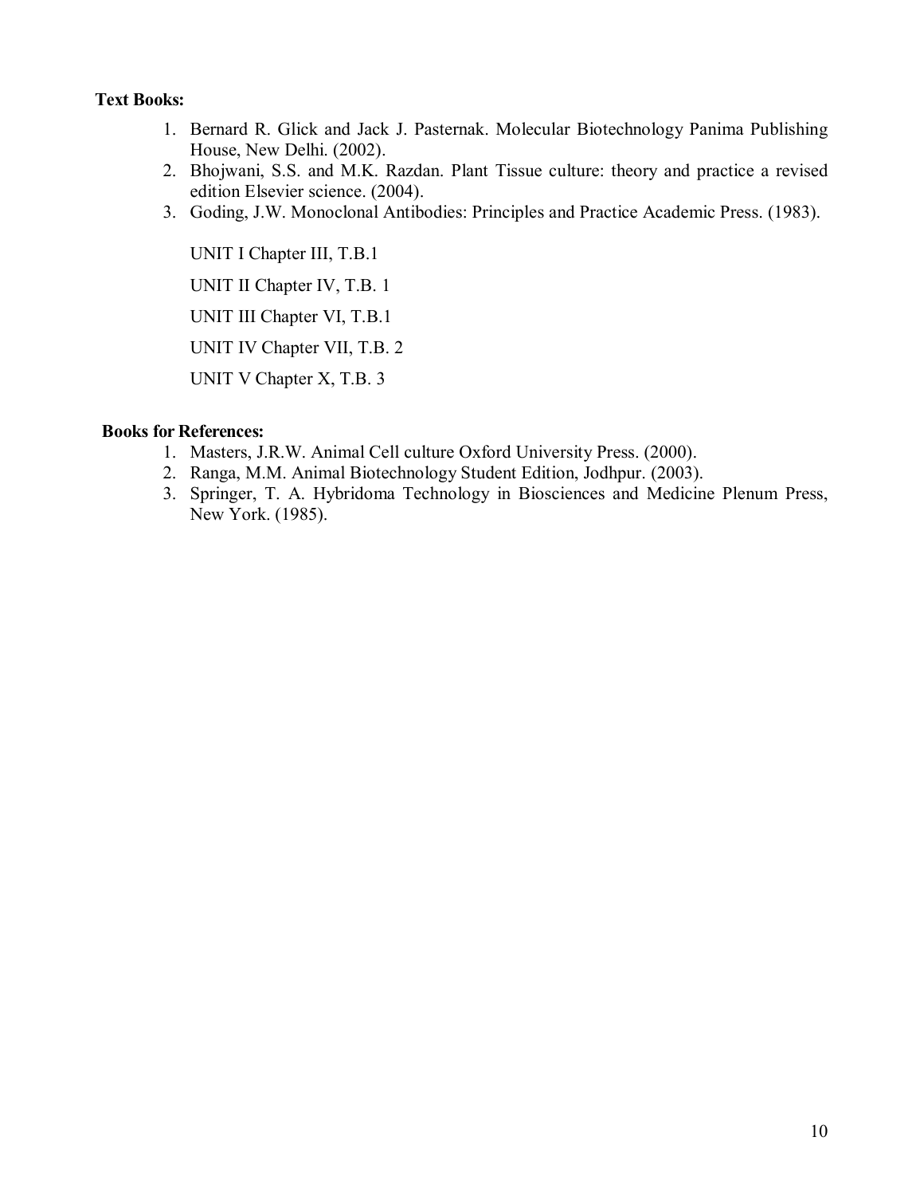**Text Books:**

1. Bernard R. Glick and Jack J. Pasternak. Molecular Biotechnology Panima Publishing House, New Delhi. (2002).
2. Bhojwani, S.S. and M.K. Razdan. Plant Tissue culture: theory and practice a revised edition Elsevier science. (2004).
3. Goding, J.W. Monoclonal Antibodies: Principles and Practice Academic Press. (1983).

UNIT I Chapter III, T.B.1

UNIT II Chapter IV, T.B. 1

UNIT III Chapter VI, T.B.1

UNIT IV Chapter VII, T.B. 2

UNIT V Chapter X, T.B. 3

**Books for References:**

1. Masters, J.R.W. Animal Cell culture Oxford University Press. (2000).
2. Ranga, M.M. Animal Biotechnology Student Edition, Jodhpur. (2003).
3. Springer, T. A. Hybridoma Technology in Biosciences and Medicine Plenum Press, New York. (1985).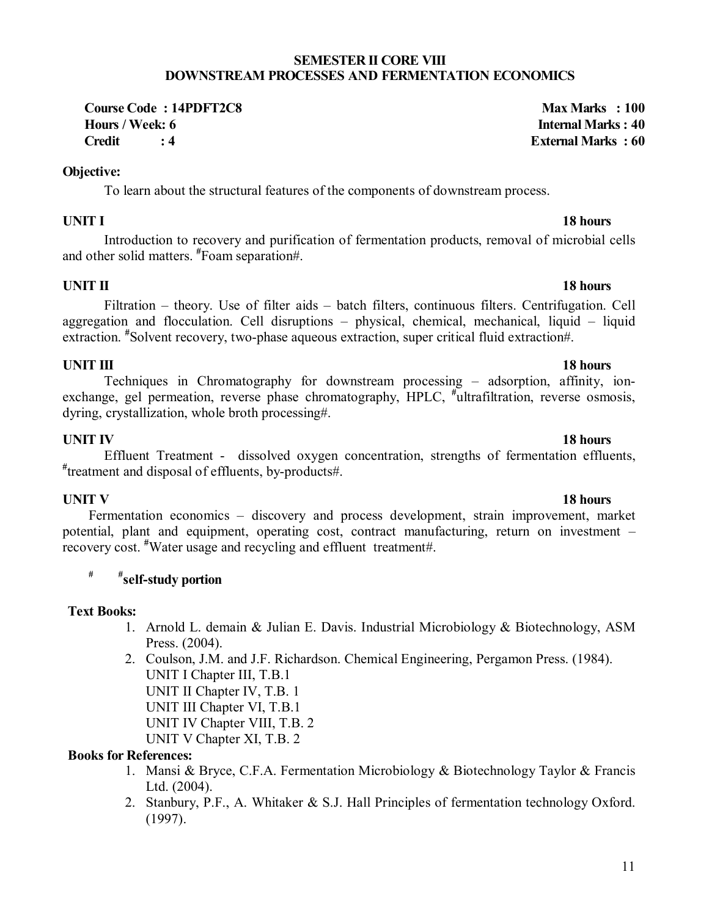## SEMESTER II CORE VIII
## DOWNSTREAM PROCESSES AND FERMENTATION ECONOMICS

**Course Code : 14PDFT2C8** | **Max Marks : 100**
**Hours / Week: 6** | **Internal Marks : 40**
**Credit : 4** | **External Marks : 60**

**Objective:**

To learn about the structural features of the components of downstream process.

**UNIT I** — **18 hours**

Introduction to recovery and purification of fermentation products, removal of microbial cells and other solid matters. #Foam separation#.

**UNIT II** — **18 hours**

Filtration – theory. Use of filter aids – batch filters, continuous filters. Centrifugation. Cell aggregation and flocculation. Cell disruptions – physical, chemical, mechanical, liquid – liquid extraction. #Solvent recovery, two-phase aqueous extraction, super critical fluid extraction#.

**UNIT III** — **18 hours**

Techniques in Chromatography for downstream processing – adsorption, affinity, ion-exchange, gel permeation, reverse phase chromatography, HPLC, #ultrafiltration, reverse osmosis, dyring, crystallization, whole broth processing#.

**UNIT IV** — **18 hours**

Effluent Treatment - dissolved oxygen concentration, strengths of fermentation effluents, #treatment and disposal of effluents, by-products#.

**UNIT V** — **18 hours**

Fermentation economics – discovery and process development, strain improvement, market potential, plant and equipment, operating cost, contract manufacturing, return on investment – recovery cost. #Water usage and recycling and effluent treatment#.

# #**self-study portion**

**Text Books:**

1. Arnold L. demain & Julian E. Davis. Industrial Microbiology & Biotechnology, ASM Press. (2004).
2. Coulson, J.M. and J.F. Richardson. Chemical Engineering, Pergamon Press. (1984).
   UNIT I Chapter III, T.B.1
   UNIT II Chapter IV, T.B. 1
   UNIT III Chapter VI, T.B.1
   UNIT IV Chapter VIII, T.B. 2
   UNIT V Chapter XI, T.B. 2

**Books for References:**

1. Mansi & Bryce, C.F.A. Fermentation Microbiology & Biotechnology Taylor & Francis Ltd. (2004).
2. Stanbury, P.F., A. Whitaker & S.J. Hall Principles of fermentation technology Oxford. (1997).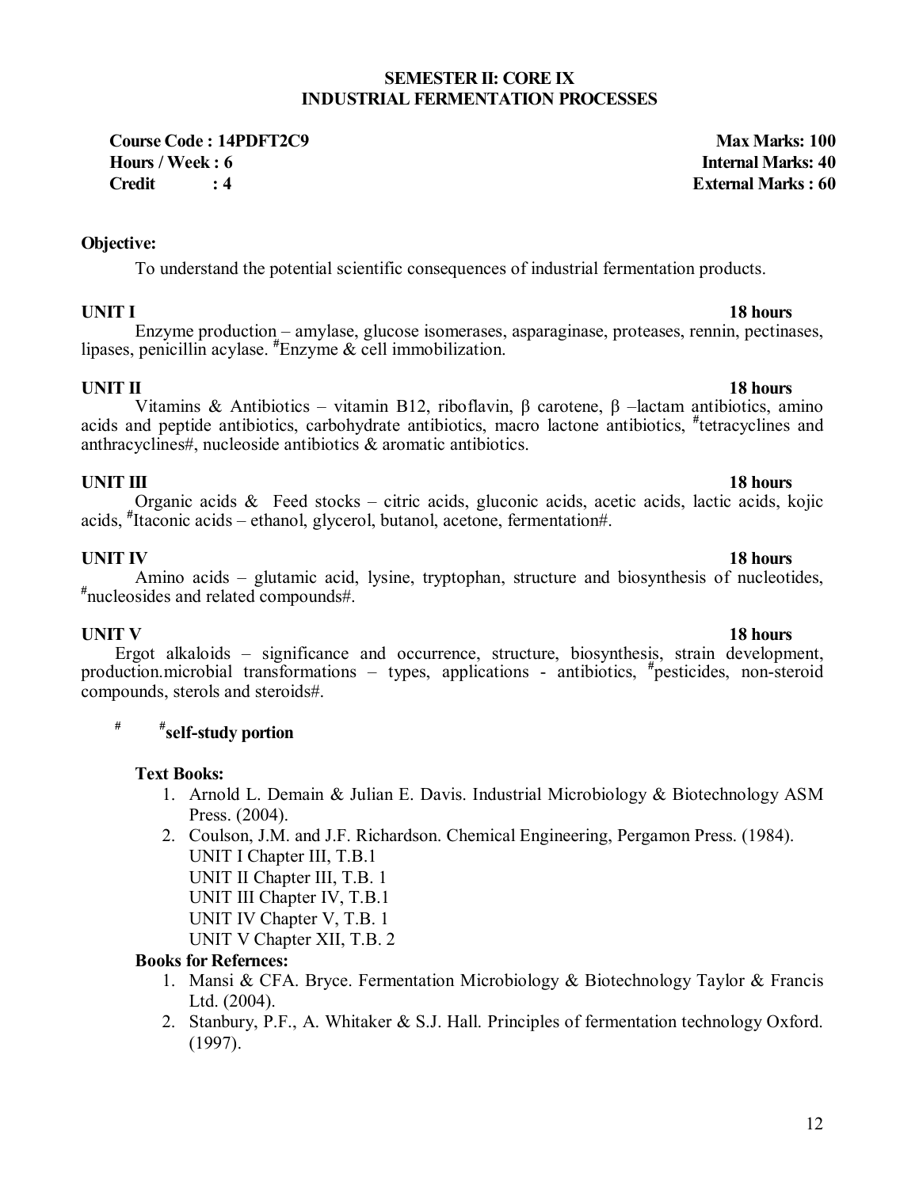## SEMESTER II: CORE IX
## INDUSTRIAL FERMENTATION PROCESSES

**Course Code : 14PDFT2C9** **Max Marks: 100**
**Hours / Week : 6** **Internal Marks: 40**
**Credit : 4** **External Marks : 60**

**Objective:**

To understand the potential scientific consequences of industrial fermentation products.

**UNIT I** **18 hours**

Enzyme production – amylase, glucose isomerases, asparaginase, proteases, rennin, pectinases, lipases, penicillin acylase. #Enzyme & cell immobilization.

**UNIT II** **18 hours**

Vitamins & Antibiotics – vitamin B12, riboflavin, β carotene, β –lactam antibiotics, amino acids and peptide antibiotics, carbohydrate antibiotics, macro lactone antibiotics, #tetracyclines and anthracyclines#, nucleoside antibiotics & aromatic antibiotics.

**UNIT III** **18 hours**

Organic acids & Feed stocks – citric acids, gluconic acids, acetic acids, lactic acids, kojic acids, #Itaconic acids – ethanol, glycerol, butanol, acetone, fermentation#.

**UNIT IV** **18 hours**

Amino acids – glutamic acid, lysine, tryptophan, structure and biosynthesis of nucleotides, #nucleosides and related compounds#.

**UNIT V** **18 hours**

Ergot alkaloids – significance and occurrence, structure, biosynthesis, strain development, production.microbial transformations – types, applications - antibiotics, #pesticides, non-steroid compounds, sterols and steroids#.

# **#self-study portion**

**Text Books:**

1. Arnold L. Demain & Julian E. Davis. Industrial Microbiology & Biotechnology ASM Press. (2004).
2. Coulson, J.M. and J.F. Richardson. Chemical Engineering, Pergamon Press. (1984).
   UNIT I Chapter III, T.B.1
   UNIT II Chapter III, T.B. 1
   UNIT III Chapter IV, T.B.1
   UNIT IV Chapter V, T.B. 1
   UNIT V Chapter XII, T.B. 2

**Books for Refernces:**

1. Mansi & CFA. Bryce. Fermentation Microbiology & Biotechnology Taylor & Francis Ltd. (2004).
2. Stanbury, P.F., A. Whitaker & S.J. Hall. Principles of fermentation technology Oxford. (1997).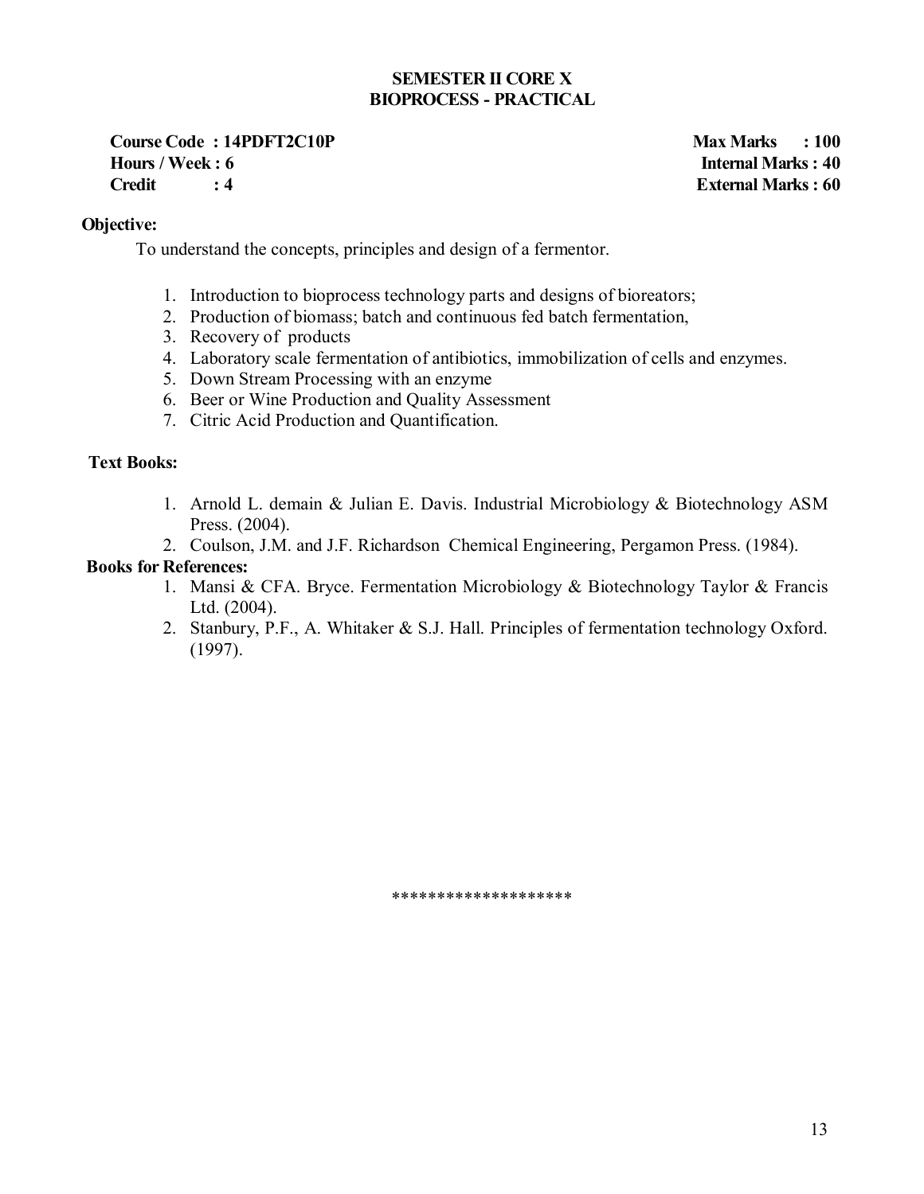## SEMESTER II CORE X
## BIOPROCESS - PRACTICAL

| | |
|---|---|
| **Course Code : 14PDFT2C10P** | **Max Marks : 100** |
| **Hours / Week : 6** | **Internal Marks : 40** |
| **Credit : 4** | **External Marks : 60** |

**Objective:**

To understand the concepts, principles and design of a fermentor.

1. Introduction to bioprocess technology parts and designs of bioreators;
2. Production of biomass; batch and continuous fed batch fermentation,
3. Recovery of products
4. Laboratory scale fermentation of antibiotics, immobilization of cells and enzymes.
5. Down Stream Processing with an enzyme
6. Beer or Wine Production and Quality Assessment
7. Citric Acid Production and Quantification.

**Text Books:**

1. Arnold L. demain & Julian E. Davis. Industrial Microbiology & Biotechnology ASM Press. (2004).
2. Coulson, J.M. and J.F. Richardson Chemical Engineering, Pergamon Press. (1984).

**Books for References:**

1. Mansi & CFA. Bryce. Fermentation Microbiology & Biotechnology Taylor & Francis Ltd. (2004).
2. Stanbury, P.F., A. Whitaker & S.J. Hall. Principles of fermentation technology Oxford. (1997).

********************